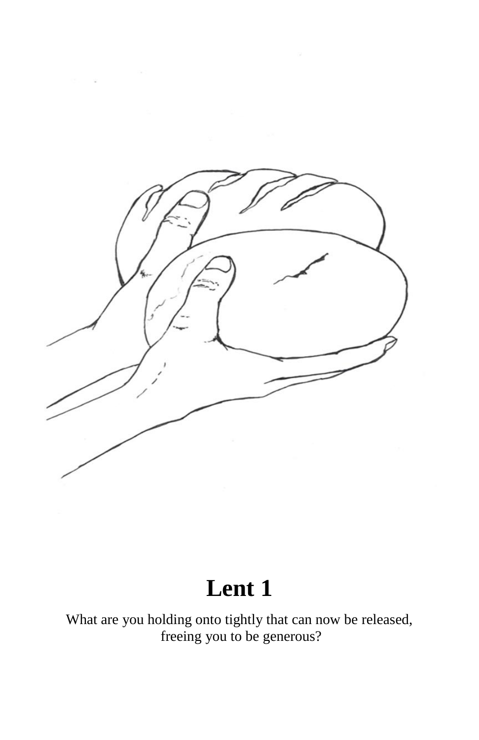# Lent 1

What are you holding onto tightly that can now be released, freeing you to be generous?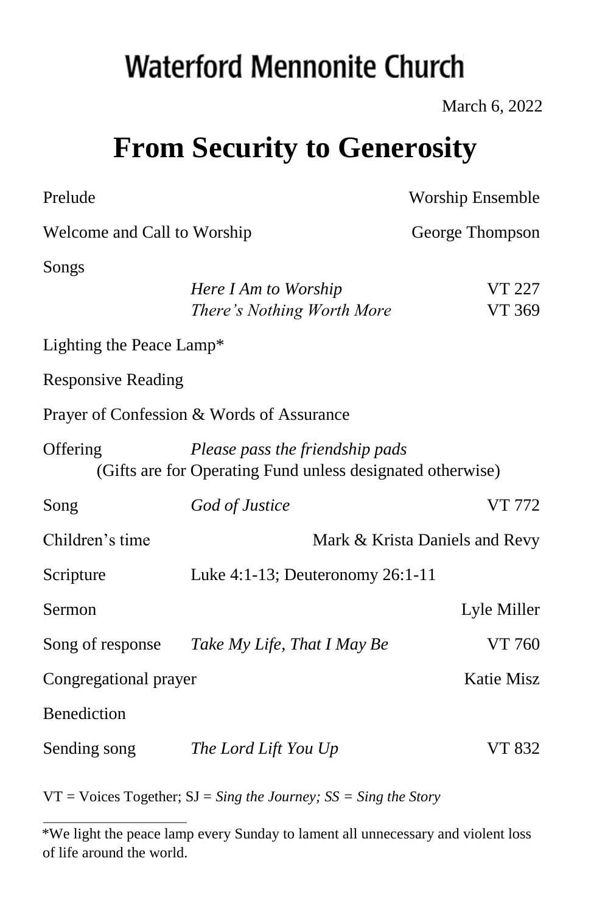# Waterford Mennonite Church

March 6, 2022

## From Security to Generosity

| | | |
|---|---|---|
| Prelude | | Worship Ensemble |
| Welcome and Call to Worship | | George Thompson |
| Songs | *Here I Am to Worship* | VT 227 |
| | *There's Nothing Worth More* | VT 369 |
| Lighting the Peace Lamp* | | |
| Responsive Reading | | |
| Prayer of Confession & Words of Assurance | | |
| Offering | *Please pass the friendship pads* (Gifts are for Operating Fund unless designated otherwise) | |
| Song | *God of Justice* | VT 772 |
| Children's time | | Mark & Krista Daniels and Revy |
| Scripture | Luke 4:1-13; Deuteronomy 26:1-11 | |
| Sermon | | Lyle Miller |
| Song of response | *Take My Life, That I May Be* | VT 760 |
| Congregational prayer | | Katie Misz |
| Benediction | | |
| Sending song | *The Lord Lift You Up* | VT 832 |

VT = Voices Together; SJ = *Sing the Journey; SS = Sing the Story*

---

*We light the peace lamp every Sunday to lament all unnecessary and violent loss of life around the world.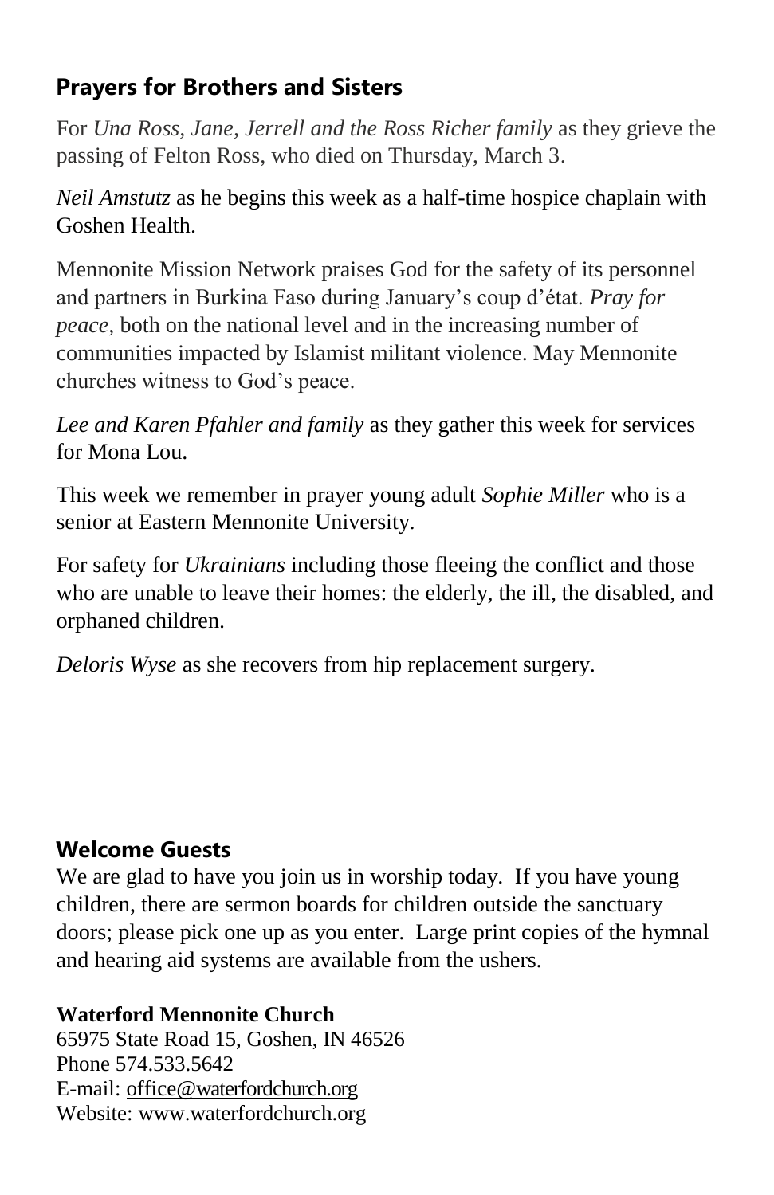## Prayers for Brothers and Sisters

For *Una Ross, Jane, Jerrell and the Ross Richer family* as they grieve the passing of Felton Ross, who died on Thursday, March 3.

*Neil Amstutz* as he begins this week as a half-time hospice chaplain with Goshen Health.

Mennonite Mission Network praises God for the safety of its personnel and partners in Burkina Faso during January's coup d'état. *Pray for peace,* both on the national level and in the increasing number of communities impacted by Islamist militant violence. May Mennonite churches witness to God's peace.

*Lee and Karen Pfahler and family* as they gather this week for services for Mona Lou.

This week we remember in prayer young adult *Sophie Miller* who is a senior at Eastern Mennonite University.

For safety for *Ukrainians* including those fleeing the conflict and those who are unable to leave their homes: the elderly, the ill, the disabled, and orphaned children.

*Deloris Wyse* as she recovers from hip replacement surgery.

## Welcome Guests

We are glad to have you join us in worship today. If you have young children, there are sermon boards for children outside the sanctuary doors; please pick one up as you enter. Large print copies of the hymnal and hearing aid systems are available from the ushers.

**Waterford Mennonite Church**
65975 State Road 15, Goshen, IN 46526
Phone 574.533.5642
E-mail: office@waterfordchurch.org
Website: www.waterfordchurch.org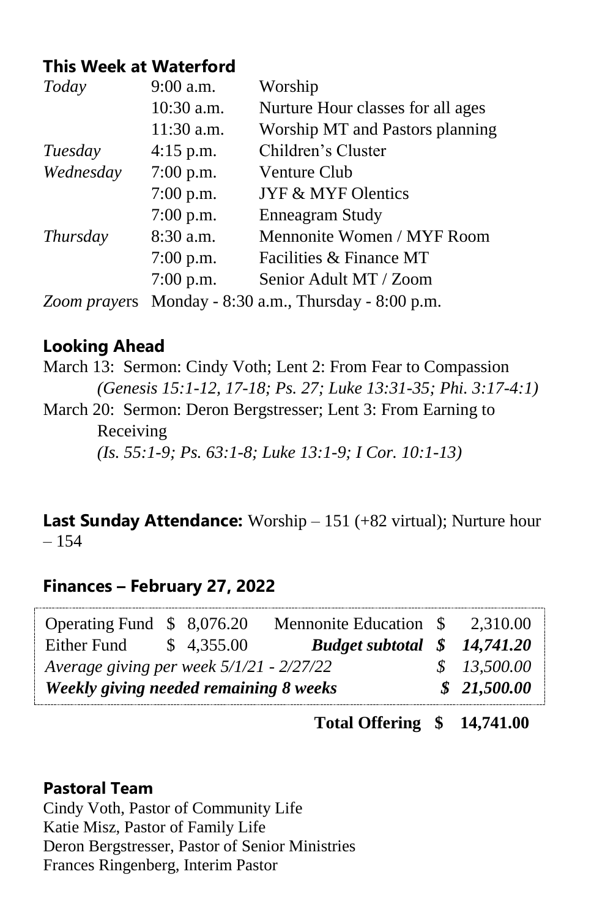## This Week at Waterford

| | | |
|---|---|---|
| *Today* | 9:00 a.m. | Worship |
| | 10:30 a.m. | Nurture Hour classes for all ages |
| | 11:30 a.m. | Worship MT and Pastors planning |
| *Tuesday* | 4:15 p.m. | Children's Cluster |
| *Wednesday* | 7:00 p.m. | Venture Club |
| | 7:00 p.m. | JYF & MYF Olentics |
| | 7:00 p.m. | Enneagram Study |
| *Thursday* | 8:30 a.m. | Mennonite Women / MYF Room |
| | 7:00 p.m. | Facilities & Finance MT |
| | 7:00 p.m. | Senior Adult MT / Zoom |

*Zoom prayer*s Monday - 8:30 a.m., Thursday - 8:00 p.m.

## Looking Ahead

March 13: Sermon: Cindy Voth; Lent 2: From Fear to Compassion
*(Genesis 15:1-12, 17-18; Ps. 27; Luke 13:31-35; Phi. 3:17-4:1)*

March 20: Sermon: Deron Bergstresser; Lent 3: From Earning to Receiving
*(Is. 55:1-9; Ps. 63:1-8; Luke 13:1-9; I Cor. 10:1-13)*

**Last Sunday Attendance:** Worship – 151 (+82 virtual); Nurture hour – 154

## Finances – February 27, 2022

| | | | |
|---|---|---|---|
| Operating Fund | $ 8,076.20 | Mennonite Education | $ 2,310.00 |
| Either Fund | $ 4,355.00 | ***Budget subtotal*** | ***$ 14,741.20*** |
| *Average giving per week 5/1/21 - 2/27/22* | | | *$ 13,500.00* |
| ***Weekly giving needed remaining 8 weeks*** | | | ***$ 21,500.00*** |

**Total Offering $ 14,741.00**

## Pastoral Team

Cindy Voth, Pastor of Community Life
Katie Misz, Pastor of Family Life
Deron Bergstresser, Pastor of Senior Ministries
Frances Ringenberg, Interim Pastor